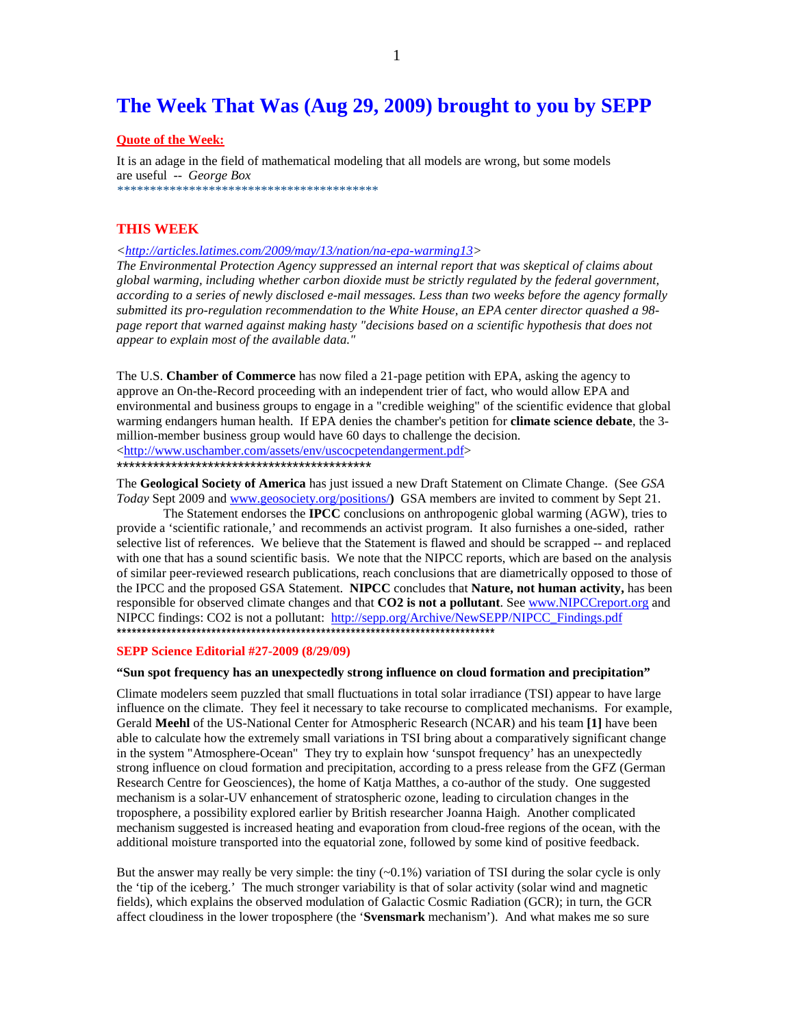# The Week That Was (Aug 29, 2009) brought to you by SEPP

**Quote of the Week:**

It is an adage in the field of mathematical modeling that all models are wrong, but some models are useful -- *George Box*

*****************************************

## THIS WEEK

*<http://articles.latimes.com/2009/may/13/nation/na-epa-warming13>*

*The Environmental Protection Agency suppressed an internal report that was skeptical of claims about global warming, including whether carbon dioxide must be strictly regulated by the federal government, according to a series of newly disclosed e-mail messages. Less than two weeks before the agency formally submitted its pro-regulation recommendation to the White House, an EPA center director quashed a 98-page report that warned against making hasty "decisions based on a scientific hypothesis that does not appear to explain most of the available data."*

The U.S. **Chamber of Commerce** has now filed a 21-page petition with EPA, asking the agency to approve an On-the-Record proceeding with an independent trier of fact, who would allow EPA and environmental and business groups to engage in a "credible weighing" of the scientific evidence that global warming endangers human health. If EPA denies the chamber's petition for **climate science debate**, the 3-million-member business group would have 60 days to challenge the decision. <http://www.uschamber.com/assets/env/uscocpetendangerment.pdf>

********************************************

The **Geological Society of America** has just issued a new Draft Statement on Climate Change. (See *GSA Today* Sept 2009 and www.geosociety.org/positions/**)** GSA members are invited to comment by Sept 21.

The Statement endorses the **IPCC** conclusions on anthropogenic global warming (AGW), tries to provide a 'scientific rationale,' and recommends an activist program. It also furnishes a one-sided, rather selective list of references. We believe that the Statement is flawed and should be scrapped -- and replaced with one that has a sound scientific basis. We note that the NIPCC reports, which are based on the analysis of similar peer-reviewed research publications, reach conclusions that are diametrically opposed to those of the IPCC and the proposed GSA Statement. **NIPCC** concludes that **Nature, not human activity,** has been responsible for observed climate changes and that **CO2 is not a pollutant**. See www.NIPCCreport.org and NIPCC findings: CO2 is not a pollutant: http://sepp.org/Archive/NewSEPP/NIPCC_Findings.pdf

***************************************************************************

### SEPP Science Editorial #27-2009 (8/29/09)

**"Sun spot frequency has an unexpectedly strong influence on cloud formation and precipitation"**

Climate modelers seem puzzled that small fluctuations in total solar irradiance (TSI) appear to have large influence on the climate. They feel it necessary to take recourse to complicated mechanisms. For example, Gerald **Meehl** of the US-National Center for Atmospheric Research (NCAR) and his team **[1]** have been able to calculate how the extremely small variations in TSI bring about a comparatively significant change in the system "Atmosphere-Ocean" They try to explain how 'sunspot frequency' has an unexpectedly strong influence on cloud formation and precipitation, according to a press release from the GFZ (German Research Centre for Geosciences), the home of Katja Matthes, a co-author of the study. One suggested mechanism is a solar-UV enhancement of stratospheric ozone, leading to circulation changes in the troposphere, a possibility explored earlier by British researcher Joanna Haigh. Another complicated mechanism suggested is increased heating and evaporation from cloud-free regions of the ocean, with the additional moisture transported into the equatorial zone, followed by some kind of positive feedback.

But the answer may really be very simple: the tiny (~0.1%) variation of TSI during the solar cycle is only the 'tip of the iceberg.' The much stronger variability is that of solar activity (solar wind and magnetic fields), which explains the observed modulation of Galactic Cosmic Radiation (GCR); in turn, the GCR affect cloudiness in the lower troposphere (the '**Svensmark** mechanism'). And what makes me so sure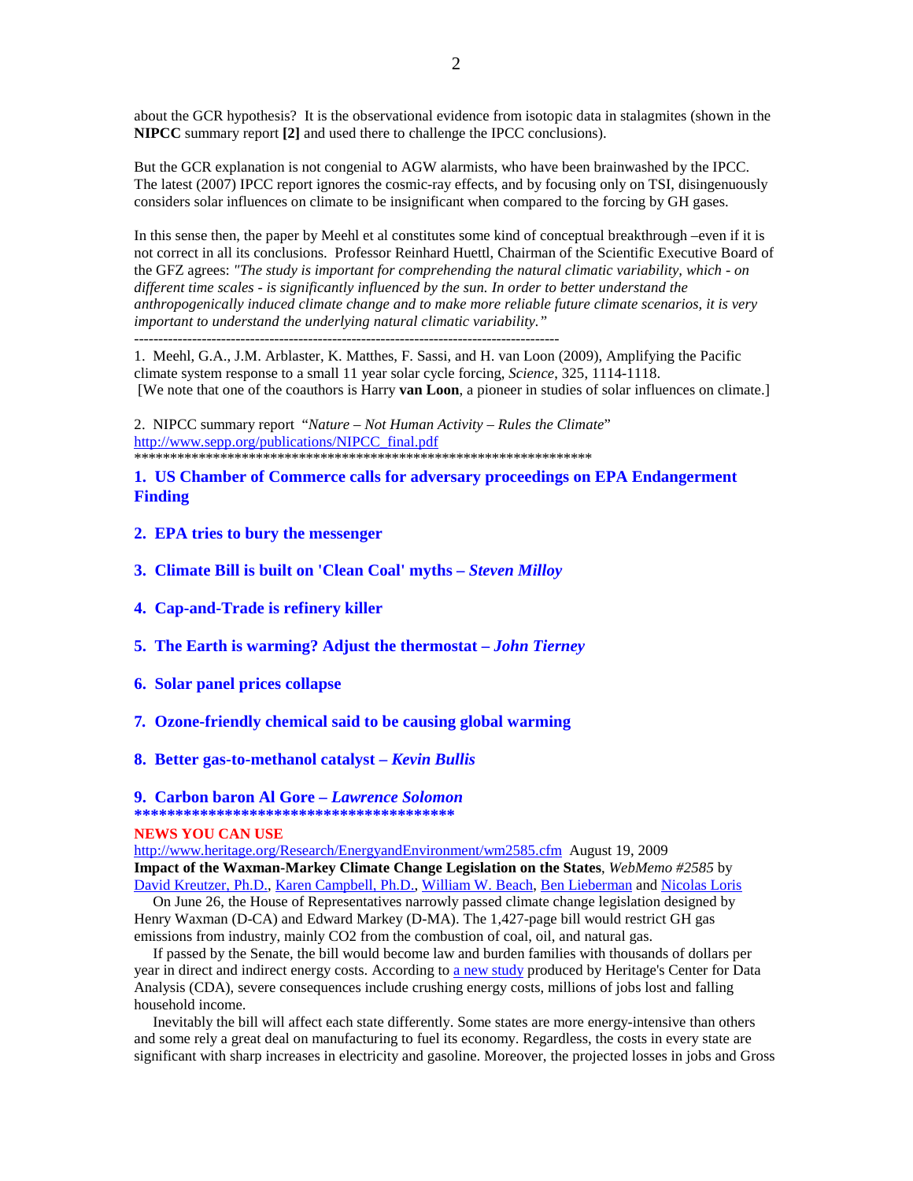about the GCR hypothesis? It is the observational evidence from isotopic data in stalagmites (shown in the **NIPCC** summary report **[2]** and used there to challenge the IPCC conclusions).

But the GCR explanation is not congenial to AGW alarmists, who have been brainwashed by the IPCC. The latest (2007) IPCC report ignores the cosmic-ray effects, and by focusing only on TSI, disingenuously considers solar influences on climate to be insignificant when compared to the forcing by GH gases.

In this sense then, the paper by Meehl et al constitutes some kind of conceptual breakthrough –even if it is not correct in all its conclusions. Professor Reinhard Huettl, Chairman of the Scientific Executive Board of the GFZ agrees: *"The study is important for comprehending the natural climatic variability, which - on different time scales - is significantly influenced by the sun. In order to better understand the anthropogenically induced climate change and to make more reliable future climate scenarios, it is very important to understand the underlying natural climatic variability."*

---

1. Meehl, G.A., J.M. Arblaster, K. Matthes, F. Sassi, and H. van Loon (2009), Amplifying the Pacific climate system response to a small 11 year solar cycle forcing, *Science*, 325, 1114-1118.
[We note that one of the coauthors is Harry **van Loon**, a pioneer in studies of solar influences on climate.]

2. NIPCC summary report "*Nature – Not Human Activity – Rules the Climate*"
http://www.sepp.org/publications/NIPCC_final.pdf

*******************************************************************

**1. US Chamber of Commerce calls for adversary proceedings on EPA Endangerment Finding**

**2. EPA tries to bury the messenger**

**3. Climate Bill is built on 'Clean Coal' myths – *Steven Milloy***

**4. Cap-and-Trade is refinery killer**

**5. The Earth is warming? Adjust the thermostat – *John Tierney***

**6. Solar panel prices collapse**

**7. Ozone-friendly chemical said to be causing global warming**

**8. Better gas-to-methanol catalyst – *Kevin Bullis***

**9. Carbon baron Al Gore – *Lawrence Solomon***

**************************************

**NEWS YOU CAN USE**

http://www.heritage.org/Research/EnergyandEnvironment/wm2585.cfm August 19, 2009

**Impact of the Waxman-Markey Climate Change Legislation on the States**, *WebMemo #2585* by David Kreutzer, Ph.D., Karen Campbell, Ph.D., William W. Beach, Ben Lieberman and Nicolas Loris

On June 26, the House of Representatives narrowly passed climate change legislation designed by Henry Waxman (D-CA) and Edward Markey (D-MA). The 1,427-page bill would restrict GH gas emissions from industry, mainly $CO_2$ from the combustion of coal, oil, and natural gas.

If passed by the Senate, the bill would become law and burden families with thousands of dollars per year in direct and indirect energy costs. According to a new study produced by Heritage's Center for Data Analysis (CDA), severe consequences include crushing energy costs, millions of jobs lost and falling household income.

Inevitably the bill will affect each state differently. Some states are more energy-intensive than others and some rely a great deal on manufacturing to fuel its economy. Regardless, the costs in every state are significant with sharp increases in electricity and gasoline. Moreover, the projected losses in jobs and Gross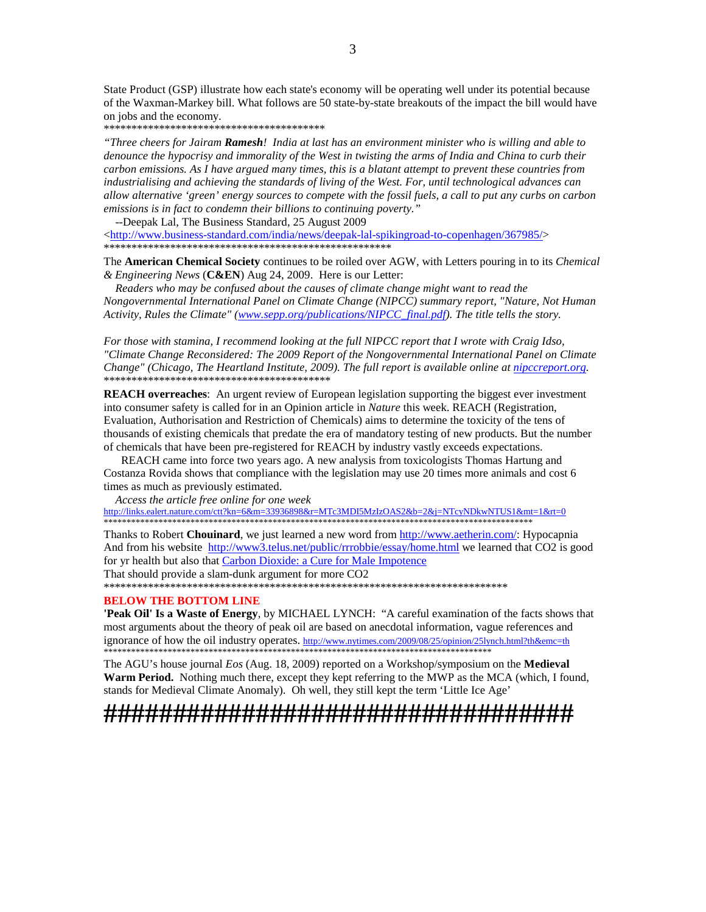State Product (GSP) illustrate how each state's economy will be operating well under its potential because of the Waxman-Markey bill. What follows are 50 state-by-state breakouts of the impact the bill would have on jobs and the economy.

*****************************************

*"Three cheers for Jairam **Ramesh**! India at last has an environment minister who is willing and able to denounce the hypocrisy and immorality of the West in twisting the arms of India and China to curb their carbon emissions. As I have argued many times, this is a blatant attempt to prevent these countries from industrialising and achieving the standards of living of the West. For, until technological advances can allow alternative 'green' energy sources to compete with the fossil fuels, a call to put any curbs on carbon emissions is in fact to condemn their billions to continuing poverty."*

--Deepak Lal, The Business Standard, 25 August 2009

<http://www.business-standard.com/india/news/deepak-lal-spikingroad-to-copenhagen/367985/>

*****************************************************

The **American Chemical Society** continues to be roiled over AGW, with Letters pouring in to its *Chemical & Engineering News* (**C&EN**) Aug 24, 2009. Here is our Letter:

*Readers who may be confused about the causes of climate change might want to read the Nongovernmental International Panel on Climate Change (NIPCC) summary report, "Nature, Not Human Activity, Rules the Climate" (www.sepp.org/publications/NIPCC_final.pdf). The title tells the story.*

*For those with stamina, I recommend looking at the full NIPCC report that I wrote with Craig Idso, "Climate Change Reconsidered: The 2009 Report of the Nongovernmental International Panel on Climate Change" (Chicago, The Heartland Institute, 2009). The full report is available online at nipccreport.org.*

******************************************

**REACH overreaches**: An urgent review of European legislation supporting the biggest ever investment into consumer safety is called for in an Opinion article in *Nature* this week. REACH (Registration, Evaluation, Authorisation and Restriction of Chemicals) aims to determine the toxicity of the tens of thousands of existing chemicals that predate the era of mandatory testing of new products. But the number of chemicals that have been pre-registered for REACH by industry vastly exceeds expectations.

REACH came into force two years ago. A new analysis from toxicologists Thomas Hartung and Costanza Rovida shows that compliance with the legislation may use 20 times more animals and cost 6 times as much as previously estimated.

*Access the article free online for one week*

http://links.ealert.nature.com/ctt?kn=6&m=33936898&r=MTc3MDI5MzIzOAS2&b=2&j=NTcyNDkwNTUS1&mt=1&rt=0

*********************************************************************************************

Thanks to Robert **Chouinard**, we just learned a new word from http://www.aetherin.com/: Hypocapnia
And from his website http://www3.telus.net/public/rrrobbie/essay/home.html we learned that CO2 is good for yr health but also that Carbon Dioxide: a Cure for Male Impotence
That should provide a slam-dunk argument for more CO2

**************************************************************************

**BELOW THE BOTTOM LINE**

**'Peak Oil' Is a Waste of Energy**, by MICHAEL LYNCH: "A careful examination of the facts shows that most arguments about the theory of peak oil are based on anecdotal information, vague references and ignorance of how the oil industry operates. http://www.nytimes.com/2009/08/25/opinion/25lynch.html?th&emc=th

*****************************************************************************************

The AGU's house journal *Eos* (Aug. 18, 2009) reported on a Workshop/symposium on the **Medieval Warm Period.** Nothing much there, except they kept referring to the MWP as the MCA (which, I found, stands for Medieval Climate Anomaly). Oh well, they still kept the term 'Little Ice Age'

####################################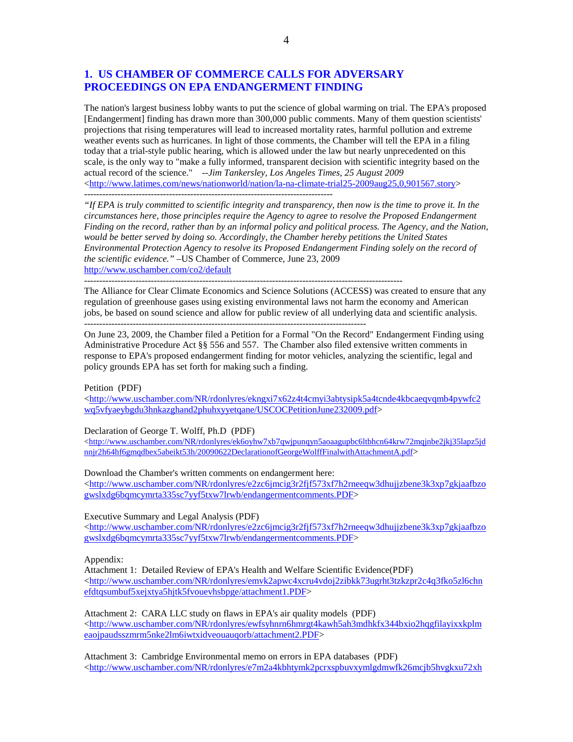## 1. US CHAMBER OF COMMERCE CALLS FOR ADVERSARY PROCEEDINGS ON EPA ENDANGERMENT FINDING

The nation's largest business lobby wants to put the science of global warming on trial. The EPA's proposed [Endangerment] finding has drawn more than 300,000 public comments. Many of them question scientists' projections that rising temperatures will lead to increased mortality rates, harmful pollution and extreme weather events such as hurricanes. In light of those comments, the Chamber will tell the EPA in a filing today that a trial-style public hearing, which is allowed under the law but nearly unprecedented on this scale, is the only way to "make a fully informed, transparent decision with scientific integrity based on the actual record of the science." *--Jim Tankersley, Los Angeles Times, 25 August 2009*
<http://www.latimes.com/news/nationworld/nation/la-na-climate-trial25-2009aug25,0,901567.story>

----------------------------------------------------------------------------------

*"If EPA is truly committed to scientific integrity and transparency, then now is the time to prove it. In the circumstances here, those principles require the Agency to agree to resolve the Proposed Endangerment Finding on the record, rather than by an informal policy and political process. The Agency, and the Nation, would be better served by doing so. Accordingly, the Chamber hereby petitions the United States Environmental Protection Agency to resolve its Proposed Endangerment Finding solely on the record of the scientific evidence."* –US Chamber of Commerce, June 23, 2009
http://www.uschamber.com/co2/default

----------------------------------------------------------------------------------------------------------

The Alliance for Clear Climate Economics and Science Solutions (ACCESS) was created to ensure that any regulation of greenhouse gases using existing environmental laws not harm the economy and American jobs, be based on sound science and allow for public review of all underlying data and scientific analysis.

----------------------------------------------------------------------------------------------

On June 23, 2009, the Chamber filed a Petition for a Formal "On the Record" Endangerment Finding using Administrative Procedure Act §§ 556 and 557. The Chamber also filed extensive written comments in response to EPA's proposed endangerment finding for motor vehicles, analyzing the scientific, legal and policy grounds EPA has set forth for making such a finding.

Petition (PDF)
<http://www.uschamber.com/NR/rdonlyres/ekngxi7x62z4t4cmyi3abtysipk5a4tcnde4kbcaeqvqmb4pywfc2wq5vfyaeybgdu3hnkazghand2phuhxyyetqane/USCOCPetitionJune232009.pdf>

Declaration of George T. Wolff, Ph.D (PDF)
<http://www.uschamber.com/NR/rdonlyres/ek6oyhw7xb7qwjpunqyn5aoaagupbc6ltbhcn64krw72mqjnbe2jkj35lapz5jdnnjr2h64hf6gmqdbex5abeikt53h/20090622DeclarationofGeorgeWolffFinalwithAttachmentA.pdf>

Download the Chamber's written comments on endangerment here:
<http://www.uschamber.com/NR/rdonlyres/e2zc6jmcig3r2fjf573xf7h2rneeqw3dhujjzbene3k3xp7gkjaafbzogwslxdg6bqmcymrta335sc7yyf5txw7lrwb/endangermentcomments.PDF>

Executive Summary and Legal Analysis (PDF)
<http://www.uschamber.com/NR/rdonlyres/e2zc6jmcig3r2fjf573xf7h2rneeqw3dhujjzbene3k3xp7gkjaafbzogwslxdg6bqmcymrta335sc7yyf5txw7lrwb/endangermentcomments.PDF>

Appendix:
Attachment 1: Detailed Review of EPA's Health and Welfare Scientific Evidence(PDF)
<http://www.uschamber.com/NR/rdonlyres/emvk2apwc4xcru4vdoj2zibkk73ugrht3tzkzpr2c4q3fko5zl6chnefdtqsumbuf5xejxtya5hjtk5fvouevhsbpge/attachment1.PDF>

Attachment 2: CARA LLC study on flaws in EPA's air quality models (PDF)
<http://www.uschamber.com/NR/rdonlyres/ewfsyhnrn6hmrgt4kawh5ah3mdhkfx344bxio2hqgfilayixxkplmeaojpaudsszmrm5nke2lm6iwtxidveouauqorb/attachment2.PDF>

Attachment 3: Cambridge Environmental memo on errors in EPA databases (PDF)
<http://www.uschamber.com/NR/rdonlyres/e7m2a4kbhtymk2pcrxspbuvxymlgdmwfk26mcjb5hvgkxu72xh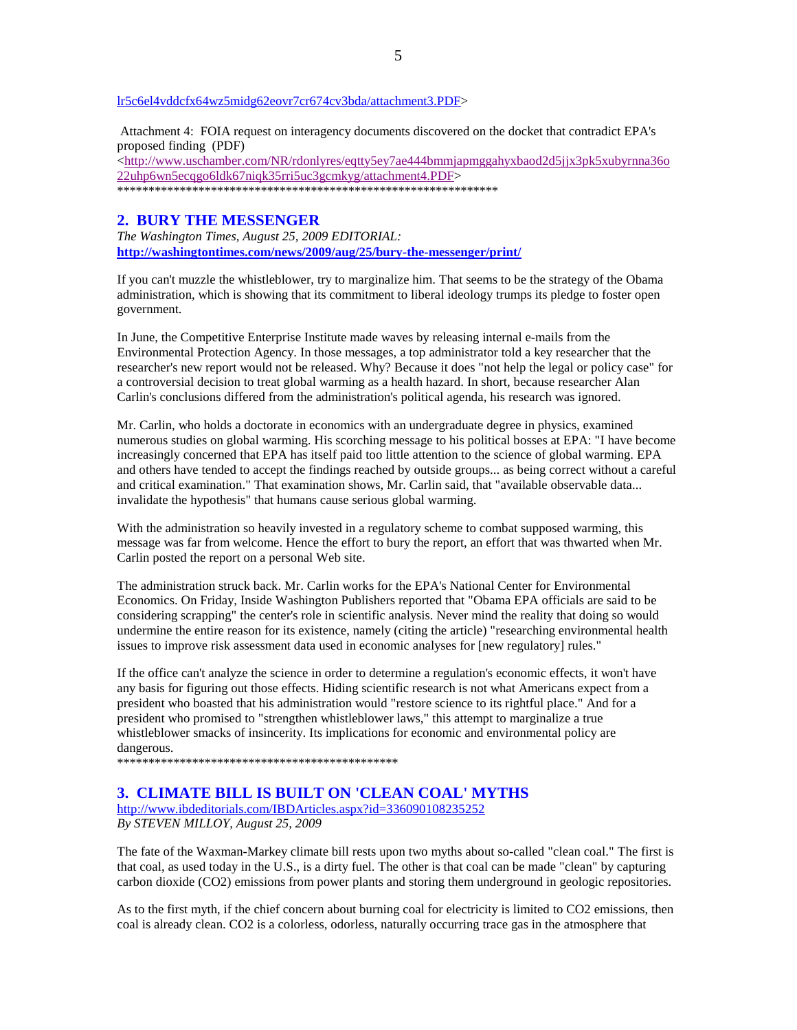lr5c6el4vddcfx64wz5midg62eovr7cr674cv3bda/attachment3.PDF>

Attachment 4: FOIA request on interagency documents discovered on the docket that contradict EPA's proposed finding (PDF)
<http://www.uschamber.com/NR/rdonlyres/eqtty5ey7ae444bmmjapmggahyxbaod2d5jjx3pk5xubyrnna36o22uhp6wn5ecqgo6ldk67niqk35rri5uc3gcmkyg/attachment4.PDF>
************************************************************

## 2. BURY THE MESSENGER

*The Washington Times, August 25, 2009 EDITORIAL:*
**http://washingtontimes.com/news/2009/aug/25/bury-the-messenger/print/**

If you can't muzzle the whistleblower, try to marginalize him. That seems to be the strategy of the Obama administration, which is showing that its commitment to liberal ideology trumps its pledge to foster open government.

In June, the Competitive Enterprise Institute made waves by releasing internal e-mails from the Environmental Protection Agency. In those messages, a top administrator told a key researcher that the researcher's new report would not be released. Why? Because it does "not help the legal or policy case" for a controversial decision to treat global warming as a health hazard. In short, because researcher Alan Carlin's conclusions differed from the administration's political agenda, his research was ignored.

Mr. Carlin, who holds a doctorate in economics with an undergraduate degree in physics, examined numerous studies on global warming. His scorching message to his political bosses at EPA: "I have become increasingly concerned that EPA has itself paid too little attention to the science of global warming. EPA and others have tended to accept the findings reached by outside groups... as being correct without a careful and critical examination." That examination shows, Mr. Carlin said, that "available observable data... invalidate the hypothesis" that humans cause serious global warming.

With the administration so heavily invested in a regulatory scheme to combat supposed warming, this message was far from welcome. Hence the effort to bury the report, an effort that was thwarted when Mr. Carlin posted the report on a personal Web site.

The administration struck back. Mr. Carlin works for the EPA's National Center for Environmental Economics. On Friday, Inside Washington Publishers reported that "Obama EPA officials are said to be considering scrapping" the center's role in scientific analysis. Never mind the reality that doing so would undermine the entire reason for its existence, namely (citing the article) "researching environmental health issues to improve risk assessment data used in economic analyses for [new regulatory] rules."

If the office can't analyze the science in order to determine a regulation's economic effects, it won't have any basis for figuring out those effects. Hiding scientific research is not what Americans expect from a president who boasted that his administration would "restore science to its rightful place." And for a president who promised to "strengthen whistleblower laws," this attempt to marginalize a true whistleblower smacks of insincerity. Its implications for economic and environmental policy are dangerous.
********************************************

## 3. CLIMATE BILL IS BUILT ON 'CLEAN COAL' MYTHS

http://www.ibdeditorials.com/IBDArticles.aspx?id=336090108235252
*By STEVEN MILLOY, August 25, 2009*

The fate of the Waxman-Markey climate bill rests upon two myths about so-called "clean coal." The first is that coal, as used today in the U.S., is a dirty fuel. The other is that coal can be made "clean" by capturing carbon dioxide ($CO_2$) emissions from power plants and storing them underground in geologic repositories.

As to the first myth, if the chief concern about burning coal for electricity is limited to $CO_2$ emissions, then coal is already clean. $CO_2$ is a colorless, odorless, naturally occurring trace gas in the atmosphere that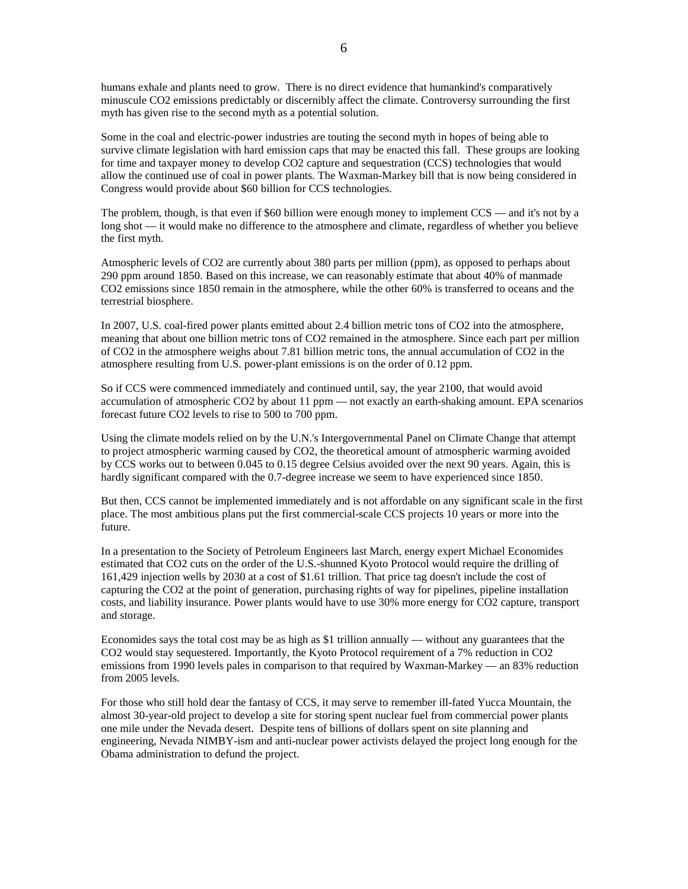humans exhale and plants need to grow. There is no direct evidence that humankind's comparatively minuscule $CO_2$ emissions predictably or discernibly affect the climate. Controversy surrounding the first myth has given rise to the second myth as a potential solution.

Some in the coal and electric-power industries are touting the second myth in hopes of being able to survive climate legislation with hard emission caps that may be enacted this fall. These groups are looking for time and taxpayer money to develop $CO_2$ capture and sequestration (CCS) technologies that would allow the continued use of coal in power plants. The Waxman-Markey bill that is now being considered in Congress would provide about $60 billion for CCS technologies.

The problem, though, is that even if $60 billion were enough money to implement CCS — and it's not by a long shot — it would make no difference to the atmosphere and climate, regardless of whether you believe the first myth.

Atmospheric levels of $CO_2$ are currently about 380 parts per million (ppm), as opposed to perhaps about 290 ppm around 1850. Based on this increase, we can reasonably estimate that about 40% of manmade $CO_2$ emissions since 1850 remain in the atmosphere, while the other 60% is transferred to oceans and the terrestrial biosphere.

In 2007, U.S. coal-fired power plants emitted about 2.4 billion metric tons of $CO_2$ into the atmosphere, meaning that about one billion metric tons of $CO_2$ remained in the atmosphere. Since each part per million of $CO_2$ in the atmosphere weighs about 7.81 billion metric tons, the annual accumulation of $CO_2$ in the atmosphere resulting from U.S. power-plant emissions is on the order of 0.12 ppm.

So if CCS were commenced immediately and continued until, say, the year 2100, that would avoid accumulation of atmospheric $CO_2$ by about 11 ppm — not exactly an earth-shaking amount. EPA scenarios forecast future $CO_2$ levels to rise to 500 to 700 ppm.

Using the climate models relied on by the U.N.'s Intergovernmental Panel on Climate Change that attempt to project atmospheric warming caused by $CO_2$, the theoretical amount of atmospheric warming avoided by CCS works out to between 0.045 to 0.15 degree Celsius avoided over the next 90 years. Again, this is hardly significant compared with the 0.7-degree increase we seem to have experienced since 1850.

But then, CCS cannot be implemented immediately and is not affordable on any significant scale in the first place. The most ambitious plans put the first commercial-scale CCS projects 10 years or more into the future.

In a presentation to the Society of Petroleum Engineers last March, energy expert Michael Economides estimated that $CO_2$ cuts on the order of the U.S.-shunned Kyoto Protocol would require the drilling of 161,429 injection wells by 2030 at a cost of $1.61 trillion. That price tag doesn't include the cost of capturing the $CO_2$ at the point of generation, purchasing rights of way for pipelines, pipeline installation costs, and liability insurance. Power plants would have to use 30% more energy for $CO_2$ capture, transport and storage.

Economides says the total cost may be as high as $1 trillion annually — without any guarantees that the $CO_2$ would stay sequestered. Importantly, the Kyoto Protocol requirement of a 7% reduction in $CO_2$ emissions from 1990 levels pales in comparison to that required by Waxman-Markey — an 83% reduction from 2005 levels.

For those who still hold dear the fantasy of CCS, it may serve to remember ill-fated Yucca Mountain, the almost 30-year-old project to develop a site for storing spent nuclear fuel from commercial power plants one mile under the Nevada desert. Despite tens of billions of dollars spent on site planning and engineering, Nevada NIMBY-ism and anti-nuclear power activists delayed the project long enough for the Obama administration to defund the project.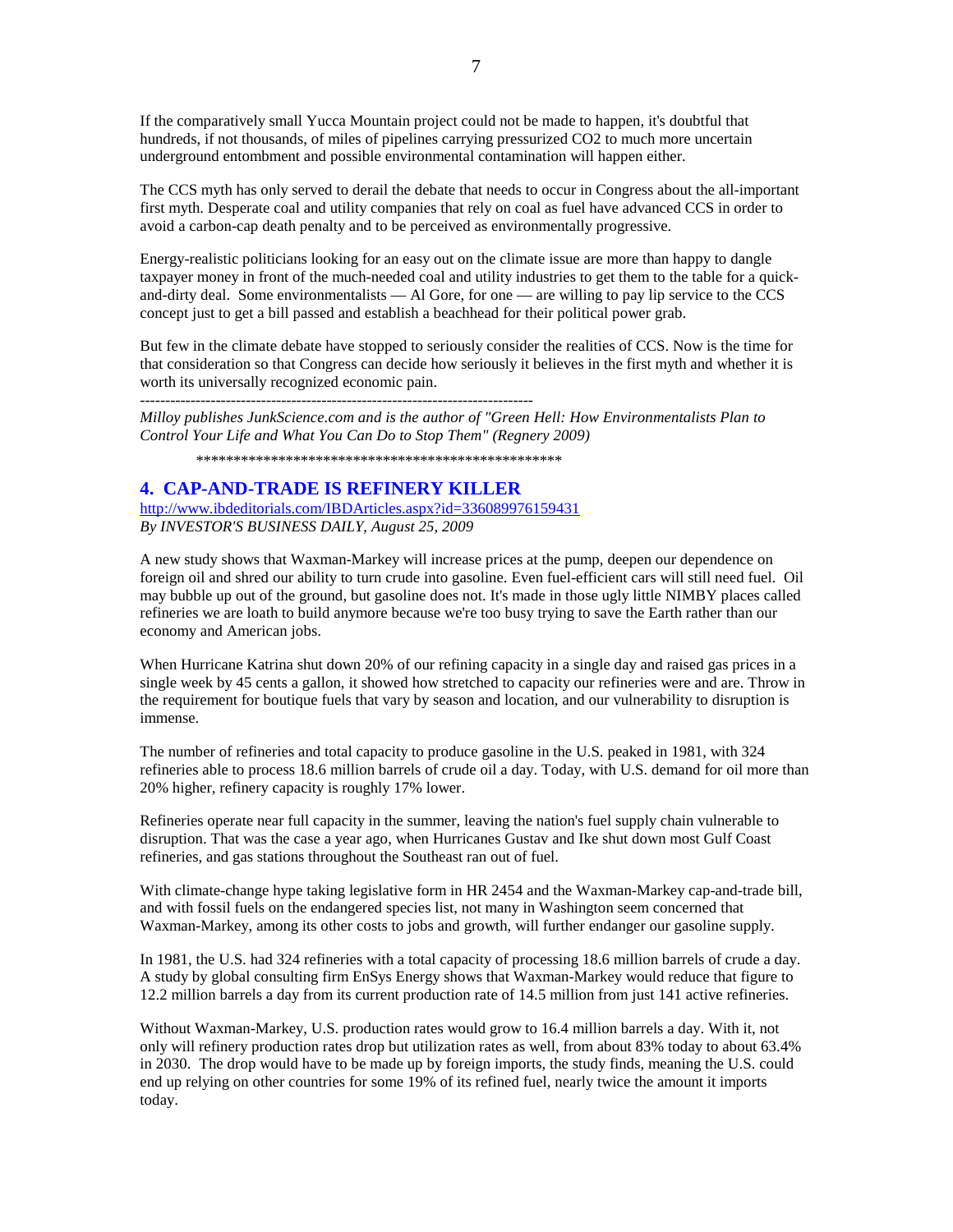If the comparatively small Yucca Mountain project could not be made to happen, it's doubtful that hundreds, if not thousands, of miles of pipelines carrying pressurized $CO_2$ to much more uncertain underground entombment and possible environmental contamination will happen either.

The CCS myth has only served to derail the debate that needs to occur in Congress about the all-important first myth. Desperate coal and utility companies that rely on coal as fuel have advanced CCS in order to avoid a carbon-cap death penalty and to be perceived as environmentally progressive.

Energy-realistic politicians looking for an easy out on the climate issue are more than happy to dangle taxpayer money in front of the much-needed coal and utility industries to get them to the table for a quick-and-dirty deal. Some environmentalists — Al Gore, for one — are willing to pay lip service to the CCS concept just to get a bill passed and establish a beachhead for their political power grab.

But few in the climate debate have stopped to seriously consider the realities of CCS. Now is the time for that consideration so that Congress can decide how seriously it believes in the first myth and whether it is worth its universally recognized economic pain.

--------------------------------------------------------------------------------

*Milloy publishes JunkScience.com and is the author of "Green Hell: How Environmentalists Plan to Control Your Life and What You Can Do to Stop Them" (Regnery 2009)*

\*\*\*\*\*\*\*\*\*\*\*\*\*\*\*\*\*\*\*\*\*\*\*\*\*\*\*\*\*\*\*\*\*\*\*\*\*\*\*\*\*\*\*\*\*\*\*\*\*\*\*\*

## 4. CAP-AND-TRADE IS REFINERY KILLER

http://www.ibdeditorials.com/IBDArticles.aspx?id=336089976159431

*By INVESTOR'S BUSINESS DAILY, August 25, 2009*

A new study shows that Waxman-Markey will increase prices at the pump, deepen our dependence on foreign oil and shred our ability to turn crude into gasoline. Even fuel-efficient cars will still need fuel. Oil may bubble up out of the ground, but gasoline does not. It's made in those ugly little NIMBY places called refineries we are loath to build anymore because we're too busy trying to save the Earth rather than our economy and American jobs.

When Hurricane Katrina shut down 20% of our refining capacity in a single day and raised gas prices in a single week by 45 cents a gallon, it showed how stretched to capacity our refineries were and are. Throw in the requirement for boutique fuels that vary by season and location, and our vulnerability to disruption is immense.

The number of refineries and total capacity to produce gasoline in the U.S. peaked in 1981, with 324 refineries able to process 18.6 million barrels of crude oil a day. Today, with U.S. demand for oil more than 20% higher, refinery capacity is roughly 17% lower.

Refineries operate near full capacity in the summer, leaving the nation's fuel supply chain vulnerable to disruption. That was the case a year ago, when Hurricanes Gustav and Ike shut down most Gulf Coast refineries, and gas stations throughout the Southeast ran out of fuel.

With climate-change hype taking legislative form in HR 2454 and the Waxman-Markey cap-and-trade bill, and with fossil fuels on the endangered species list, not many in Washington seem concerned that Waxman-Markey, among its other costs to jobs and growth, will further endanger our gasoline supply.

In 1981, the U.S. had 324 refineries with a total capacity of processing 18.6 million barrels of crude a day. A study by global consulting firm EnSys Energy shows that Waxman-Markey would reduce that figure to 12.2 million barrels a day from its current production rate of 14.5 million from just 141 active refineries.

Without Waxman-Markey, U.S. production rates would grow to 16.4 million barrels a day. With it, not only will refinery production rates drop but utilization rates as well, from about 83% today to about 63.4% in 2030. The drop would have to be made up by foreign imports, the study finds, meaning the U.S. could end up relying on other countries for some 19% of its refined fuel, nearly twice the amount it imports today.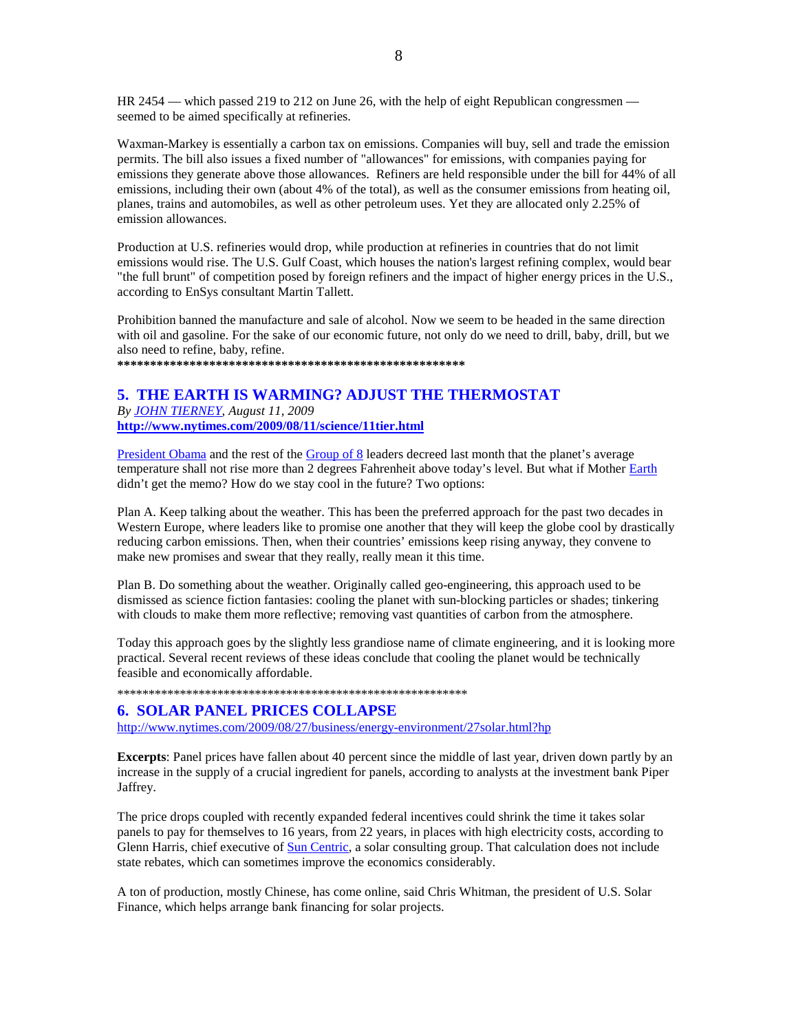HR 2454 — which passed 219 to 212 on June 26, with the help of eight Republican congressmen — seemed to be aimed specifically at refineries.

Waxman-Markey is essentially a carbon tax on emissions. Companies will buy, sell and trade the emission permits. The bill also issues a fixed number of "allowances" for emissions, with companies paying for emissions they generate above those allowances. Refiners are held responsible under the bill for 44% of all emissions, including their own (about 4% of the total), as well as the consumer emissions from heating oil, planes, trains and automobiles, as well as other petroleum uses. Yet they are allocated only 2.25% of emission allowances.

Production at U.S. refineries would drop, while production at refineries in countries that do not limit emissions would rise. The U.S. Gulf Coast, which houses the nation's largest refining complex, would bear "the full brunt" of competition posed by foreign refiners and the impact of higher energy prices in the U.S., according to EnSys consultant Martin Tallett.

Prohibition banned the manufacture and sale of alcohol. Now we seem to be headed in the same direction with oil and gasoline. For the sake of our economic future, not only do we need to drill, baby, drill, but we also need to refine, baby, refine.

**\*\*\*\*\*\*\*\*\*\*\*\*\*\*\*\*\*\*\*\*\*\*\*\*\*\*\*\*\*\*\*\*\*\*\*\*\*\*\*\*\*\*\*\*\*\*\*\*\*\*\*\*\*\***

## 5. THE EARTH IS WARMING? ADJUST THE THERMOSTAT

*By JOHN TIERNEY, August 11, 2009*

**http://www.nytimes.com/2009/08/11/science/11tier.html**

President Obama and the rest of the Group of 8 leaders decreed last month that the planet's average temperature shall not rise more than 2 degrees Fahrenheit above today's level. But what if Mother Earth didn't get the memo? How do we stay cool in the future? Two options:

Plan A. Keep talking about the weather. This has been the preferred approach for the past two decades in Western Europe, where leaders like to promise one another that they will keep the globe cool by drastically reducing carbon emissions. Then, when their countries' emissions keep rising anyway, they convene to make new promises and swear that they really, really mean it this time.

Plan B. Do something about the weather. Originally called geo-engineering, this approach used to be dismissed as science fiction fantasies: cooling the planet with sun-blocking particles or shades; tinkering with clouds to make them more reflective; removing vast quantities of carbon from the atmosphere.

Today this approach goes by the slightly less grandiose name of climate engineering, and it is looking more practical. Several recent reviews of these ideas conclude that cooling the planet would be technically feasible and economically affordable.

\*\*\*\*\*\*\*\*\*\*\*\*\*\*\*\*\*\*\*\*\*\*\*\*\*\*\*\*\*\*\*\*\*\*\*\*\*\*\*\*\*\*\*\*\*\*\*\*\*\*\*\*\*\*\*\*\*\*

## 6. SOLAR PANEL PRICES COLLAPSE

http://www.nytimes.com/2009/08/27/business/energy-environment/27solar.html?hp

**Excerpts**: Panel prices have fallen about 40 percent since the middle of last year, driven down partly by an increase in the supply of a crucial ingredient for panels, according to analysts at the investment bank Piper Jaffrey.

The price drops coupled with recently expanded federal incentives could shrink the time it takes solar panels to pay for themselves to 16 years, from 22 years, in places with high electricity costs, according to Glenn Harris, chief executive of Sun Centric, a solar consulting group. That calculation does not include state rebates, which can sometimes improve the economics considerably.

A ton of production, mostly Chinese, has come online, said Chris Whitman, the president of U.S. Solar Finance, which helps arrange bank financing for solar projects.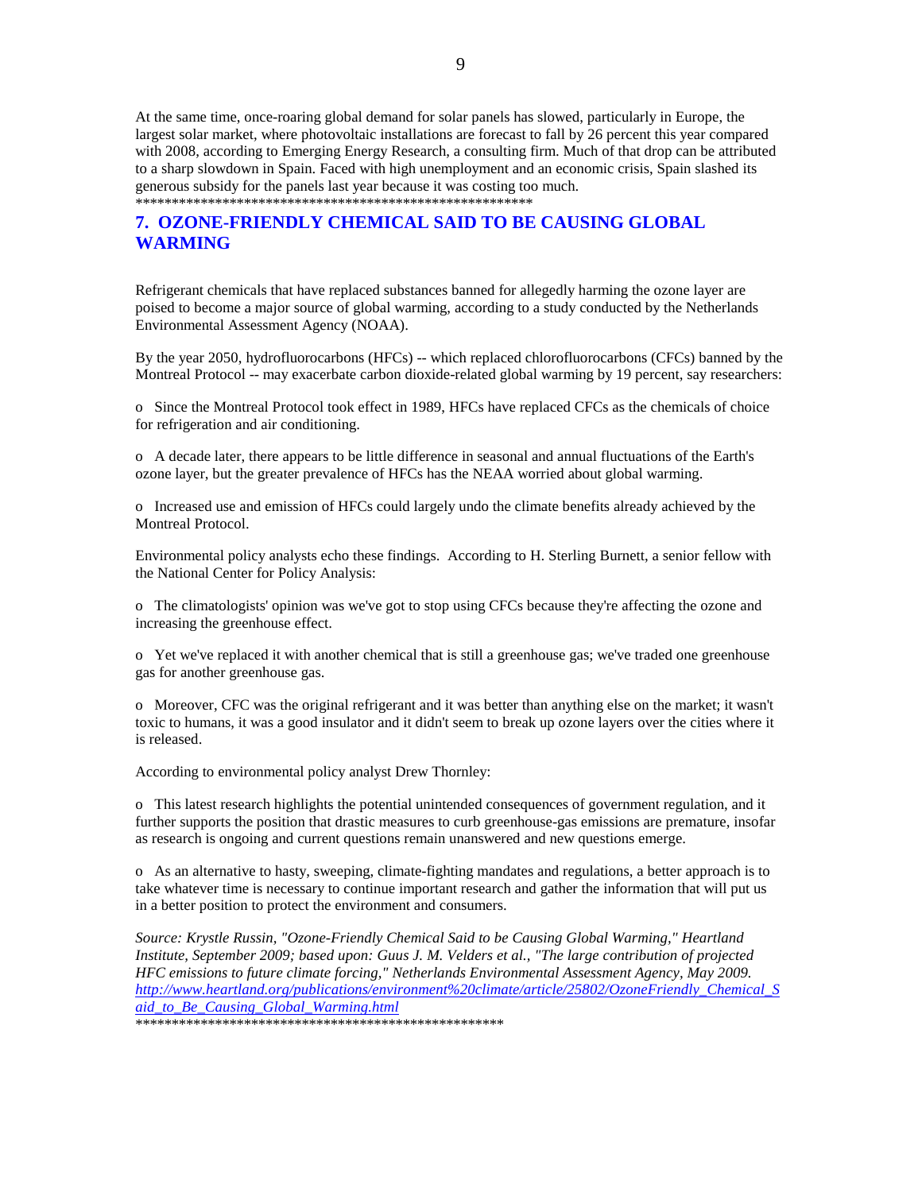At the same time, once-roaring global demand for solar panels has slowed, particularly in Europe, the largest solar market, where photovoltaic installations are forecast to fall by 26 percent this year compared with 2008, according to Emerging Energy Research, a consulting firm. Much of that drop can be attributed to a sharp slowdown in Spain. Faced with high unemployment and an economic crisis, Spain slashed its generous subsidy for the panels last year because it was costing too much.

*********************************************************

## 7. OZONE-FRIENDLY CHEMICAL SAID TO BE CAUSING GLOBAL WARMING

Refrigerant chemicals that have replaced substances banned for allegedly harming the ozone layer are poised to become a major source of global warming, according to a study conducted by the Netherlands Environmental Assessment Agency (NOAA).

By the year 2050, hydrofluorocarbons (HFCs) -- which replaced chlorofluorocarbons (CFCs) banned by the Montreal Protocol -- may exacerbate carbon dioxide-related global warming by 19 percent, say researchers:

- Since the Montreal Protocol took effect in 1989, HFCs have replaced CFCs as the chemicals of choice for refrigeration and air conditioning.

- A decade later, there appears to be little difference in seasonal and annual fluctuations of the Earth's ozone layer, but the greater prevalence of HFCs has the NEAA worried about global warming.

- Increased use and emission of HFCs could largely undo the climate benefits already achieved by the Montreal Protocol.

Environmental policy analysts echo these findings. According to H. Sterling Burnett, a senior fellow with the National Center for Policy Analysis:

- The climatologists' opinion was we've got to stop using CFCs because they're affecting the ozone and increasing the greenhouse effect.

- Yet we've replaced it with another chemical that is still a greenhouse gas; we've traded one greenhouse gas for another greenhouse gas.

- Moreover, CFC was the original refrigerant and it was better than anything else on the market; it wasn't toxic to humans, it was a good insulator and it didn't seem to break up ozone layers over the cities where it is released.

According to environmental policy analyst Drew Thornley:

- This latest research highlights the potential unintended consequences of government regulation, and it further supports the position that drastic measures to curb greenhouse-gas emissions are premature, insofar as research is ongoing and current questions remain unanswered and new questions emerge.

- As an alternative to hasty, sweeping, climate-fighting mandates and regulations, a better approach is to take whatever time is necessary to continue important research and gather the information that will put us in a better position to protect the environment and consumers.

*Source: Krystle Russin, "Ozone-Friendly Chemical Said to be Causing Global Warming," Heartland Institute, September 2009; based upon: Guus J. M. Velders et al., "The large contribution of projected HFC emissions to future climate forcing," Netherlands Environmental Assessment Agency, May 2009.*
*http://www.heartland.org/publications/environment%20climate/article/25802/OzoneFriendly_Chemical_Said_to_Be_Causing_Global_Warming.html*

****************************************************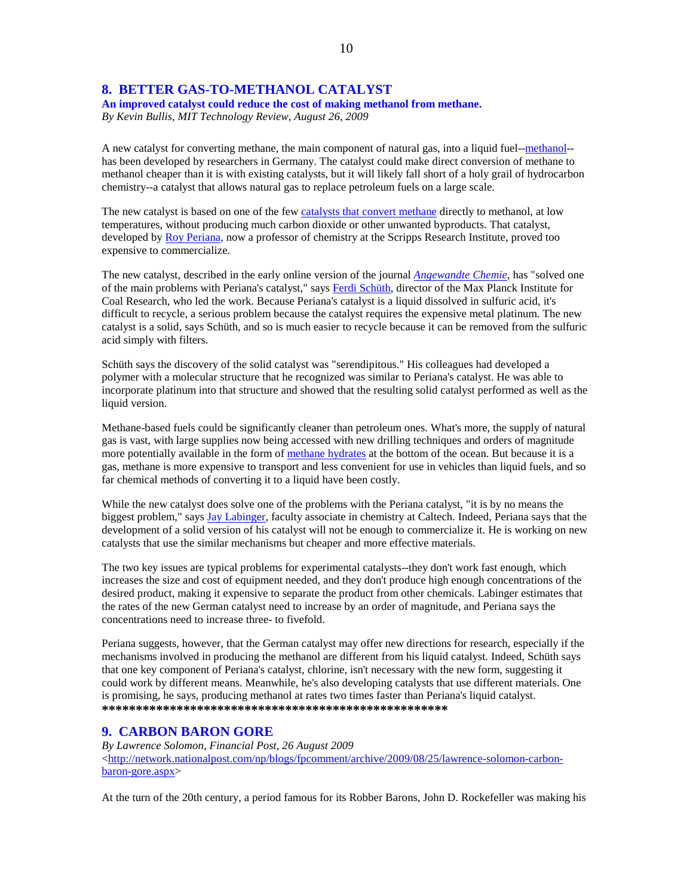## 8. BETTER GAS-TO-METHANOL CATALYST

**An improved catalyst could reduce the cost of making methanol from methane.**

*By Kevin Bullis, MIT Technology Review, August 26, 2009*

A new catalyst for converting methane, the main component of natural gas, into a liquid fuel--methanol--has been developed by researchers in Germany. The catalyst could make direct conversion of methane to methanol cheaper than it is with existing catalysts, but it will likely fall short of a holy grail of hydrocarbon chemistry--a catalyst that allows natural gas to replace petroleum fuels on a large scale.

The new catalyst is based on one of the few catalysts that convert methane directly to methanol, at low temperatures, without producing much carbon dioxide or other unwanted byproducts. That catalyst, developed by Roy Periana, now a professor of chemistry at the Scripps Research Institute, proved too expensive to commercialize.

The new catalyst, described in the early online version of the journal *Angewandte Chemie*, has "solved one of the main problems with Periana's catalyst," says Ferdi Schüth, director of the Max Planck Institute for Coal Research, who led the work. Because Periana's catalyst is a liquid dissolved in sulfuric acid, it's difficult to recycle, a serious problem because the catalyst requires the expensive metal platinum. The new catalyst is a solid, says Schüth, and so is much easier to recycle because it can be removed from the sulfuric acid simply with filters.

Schüth says the discovery of the solid catalyst was "serendipitous." His colleagues had developed a polymer with a molecular structure that he recognized was similar to Periana's catalyst. He was able to incorporate platinum into that structure and showed that the resulting solid catalyst performed as well as the liquid version.

Methane-based fuels could be significantly cleaner than petroleum ones. What's more, the supply of natural gas is vast, with large supplies now being accessed with new drilling techniques and orders of magnitude more potentially available in the form of methane hydrates at the bottom of the ocean. But because it is a gas, methane is more expensive to transport and less convenient for use in vehicles than liquid fuels, and so far chemical methods of converting it to a liquid have been costly.

While the new catalyst does solve one of the problems with the Periana catalyst, "it is by no means the biggest problem," says Jay Labinger, faculty associate in chemistry at Caltech. Indeed, Periana says that the development of a solid version of his catalyst will not be enough to commercialize it. He is working on new catalysts that use the similar mechanisms but cheaper and more effective materials.

The two key issues are typical problems for experimental catalysts--they don't work fast enough, which increases the size and cost of equipment needed, and they don't produce high enough concentrations of the desired product, making it expensive to separate the product from other chemicals. Labinger estimates that the rates of the new German catalyst need to increase by an order of magnitude, and Periana says the concentrations need to increase three- to fivefold.

Periana suggests, however, that the German catalyst may offer new directions for research, especially if the mechanisms involved in producing the methanol are different from his liquid catalyst. Indeed, Schüth says that one key component of Periana's catalyst, chlorine, isn't necessary with the new form, suggesting it could work by different means. Meanwhile, he's also developing catalysts that use different materials. One is promising, he says, producing methanol at rates two times faster than Periana's liquid catalyst.

**************************************************

## 9. CARBON BARON GORE

*By Lawrence Solomon, Financial Post, 26 August 2009*

<http://network.nationalpost.com/np/blogs/fpcomment/archive/2009/08/25/lawrence-solomon-carbon-baron-gore.aspx>

At the turn of the 20th century, a period famous for its Robber Barons, John D. Rockefeller was making his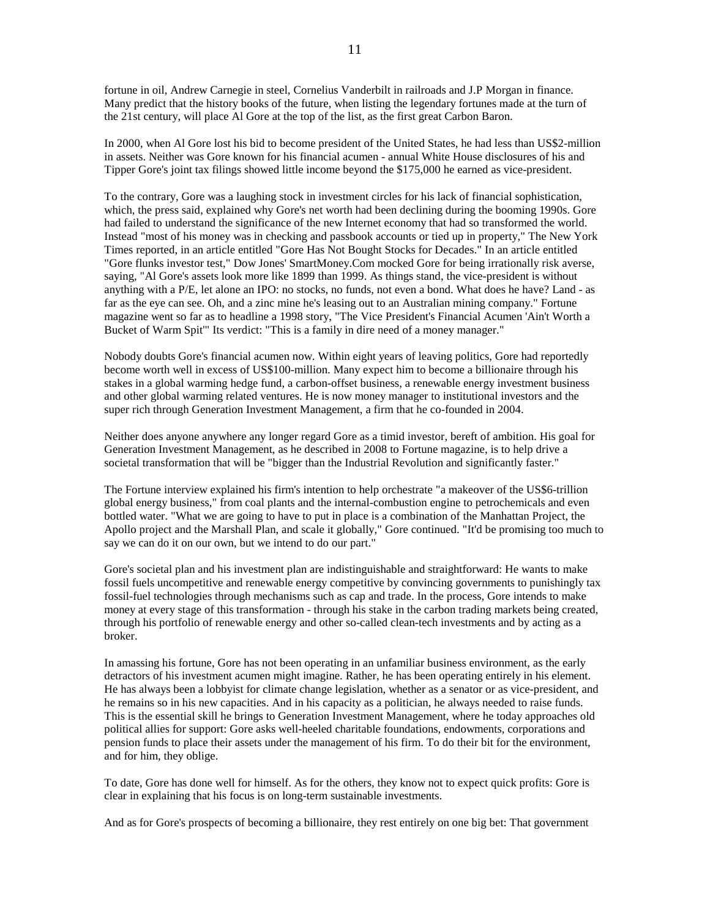fortune in oil, Andrew Carnegie in steel, Cornelius Vanderbilt in railroads and J.P Morgan in finance. Many predict that the history books of the future, when listing the legendary fortunes made at the turn of the 21st century, will place Al Gore at the top of the list, as the first great Carbon Baron.

In 2000, when Al Gore lost his bid to become president of the United States, he had less than US$2-million in assets. Neither was Gore known for his financial acumen - annual White House disclosures of his and Tipper Gore's joint tax filings showed little income beyond the $175,000 he earned as vice-president.

To the contrary, Gore was a laughing stock in investment circles for his lack of financial sophistication, which, the press said, explained why Gore's net worth had been declining during the booming 1990s. Gore had failed to understand the significance of the new Internet economy that had so transformed the world. Instead "most of his money was in checking and passbook accounts or tied up in property," The New York Times reported, in an article entitled "Gore Has Not Bought Stocks for Decades." In an article entitled "Gore flunks investor test," Dow Jones' SmartMoney.Com mocked Gore for being irrationally risk averse, saying, "Al Gore's assets look more like 1899 than 1999. As things stand, the vice-president is without anything with a P/E, let alone an IPO: no stocks, no funds, not even a bond. What does he have? Land - as far as the eye can see. Oh, and a zinc mine he's leasing out to an Australian mining company." Fortune magazine went so far as to headline a 1998 story, "The Vice President's Financial Acumen 'Ain't Worth a Bucket of Warm Spit'" Its verdict: "This is a family in dire need of a money manager."

Nobody doubts Gore's financial acumen now. Within eight years of leaving politics, Gore had reportedly become worth well in excess of US$100-million. Many expect him to become a billionaire through his stakes in a global warming hedge fund, a carbon-offset business, a renewable energy investment business and other global warming related ventures. He is now money manager to institutional investors and the super rich through Generation Investment Management, a firm that he co-founded in 2004.

Neither does anyone anywhere any longer regard Gore as a timid investor, bereft of ambition. His goal for Generation Investment Management, as he described in 2008 to Fortune magazine, is to help drive a societal transformation that will be "bigger than the Industrial Revolution and significantly faster."

The Fortune interview explained his firm's intention to help orchestrate "a makeover of the US$6-trillion global energy business," from coal plants and the internal-combustion engine to petrochemicals and even bottled water. "What we are going to have to put in place is a combination of the Manhattan Project, the Apollo project and the Marshall Plan, and scale it globally," Gore continued. "It'd be promising too much to say we can do it on our own, but we intend to do our part."

Gore's societal plan and his investment plan are indistinguishable and straightforward: He wants to make fossil fuels uncompetitive and renewable energy competitive by convincing governments to punishingly tax fossil-fuel technologies through mechanisms such as cap and trade. In the process, Gore intends to make money at every stage of this transformation - through his stake in the carbon trading markets being created, through his portfolio of renewable energy and other so-called clean-tech investments and by acting as a broker.

In amassing his fortune, Gore has not been operating in an unfamiliar business environment, as the early detractors of his investment acumen might imagine. Rather, he has been operating entirely in his element. He has always been a lobbyist for climate change legislation, whether as a senator or as vice-president, and he remains so in his new capacities. And in his capacity as a politician, he always needed to raise funds. This is the essential skill he brings to Generation Investment Management, where he today approaches old political allies for support: Gore asks well-heeled charitable foundations, endowments, corporations and pension funds to place their assets under the management of his firm. To do their bit for the environment, and for him, they oblige.

To date, Gore has done well for himself. As for the others, they know not to expect quick profits: Gore is clear in explaining that his focus is on long-term sustainable investments.

And as for Gore's prospects of becoming a billionaire, they rest entirely on one big bet: That government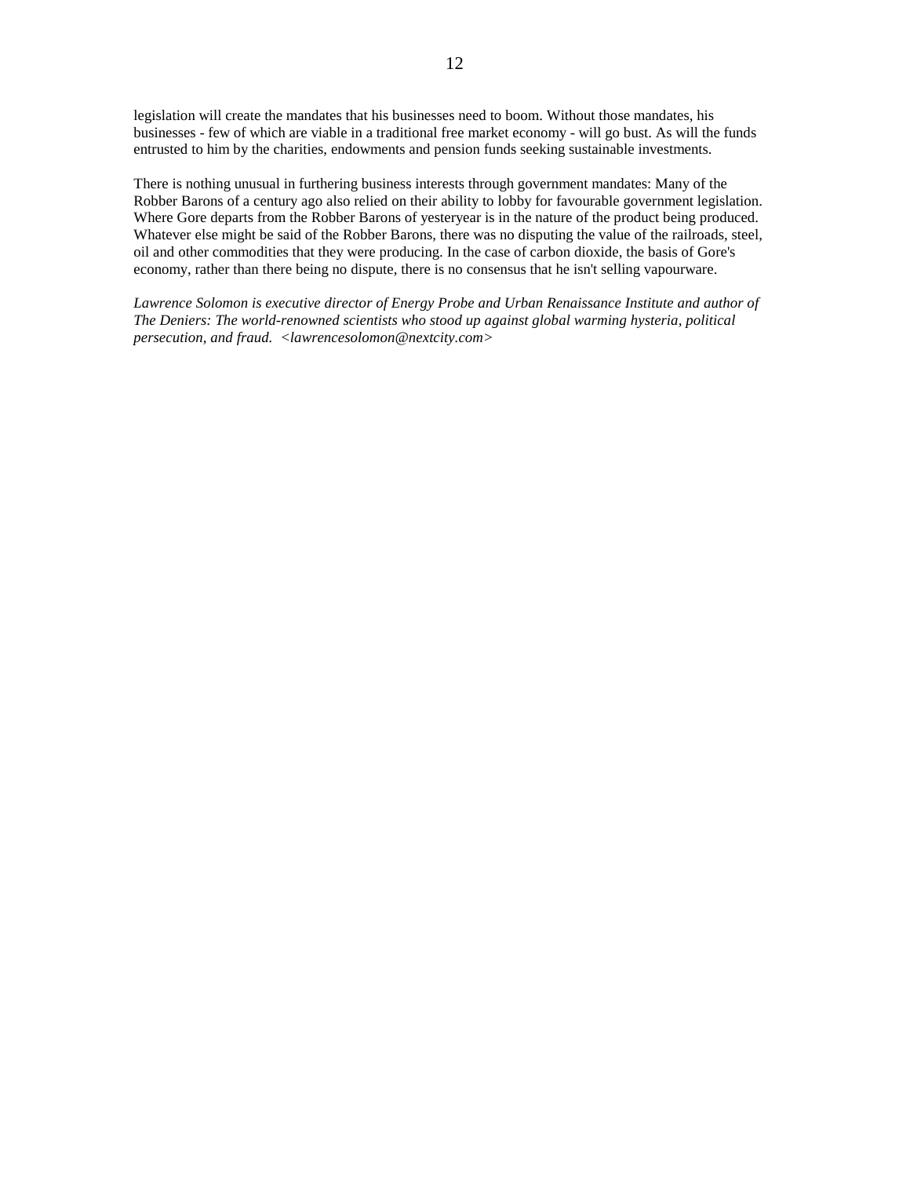legislation will create the mandates that his businesses need to boom. Without those mandates, his businesses - few of which are viable in a traditional free market economy - will go bust. As will the funds entrusted to him by the charities, endowments and pension funds seeking sustainable investments.

There is nothing unusual in furthering business interests through government mandates: Many of the Robber Barons of a century ago also relied on their ability to lobby for favourable government legislation. Where Gore departs from the Robber Barons of yesteryear is in the nature of the product being produced. Whatever else might be said of the Robber Barons, there was no disputing the value of the railroads, steel, oil and other commodities that they were producing. In the case of carbon dioxide, the basis of Gore's economy, rather than there being no dispute, there is no consensus that he isn't selling vapourware.

*Lawrence Solomon is executive director of Energy Probe and Urban Renaissance Institute and author of The Deniers: The world-renowned scientists who stood up against global warming hysteria, political persecution, and fraud. <lawrencesolomon@nextcity.com>*